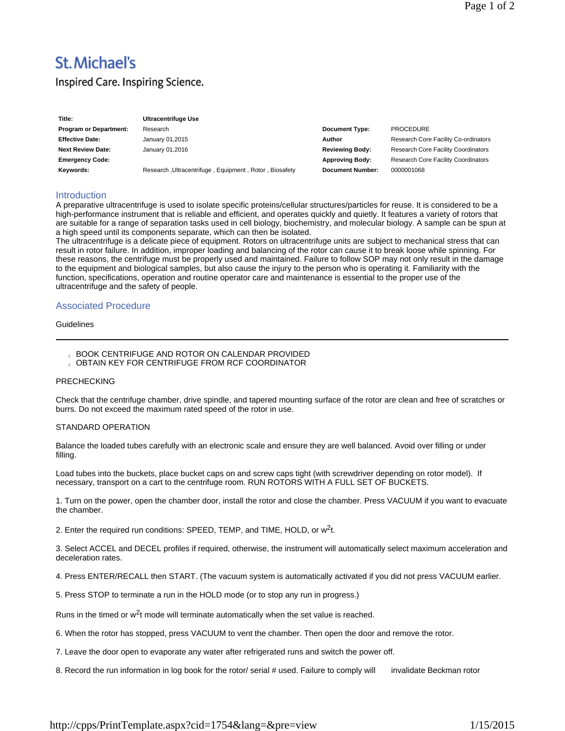**St. Michael's**

Inspired Care. Inspiring Science.

| | | | |
|---|---|---|---|
| **Title:** | **Ultracentrifuge Use** | | |
| **Program or Department:** | Research | **Document Type:** | PROCEDURE |
| **Effective Date:** | January 01,2015 | **Author** | Research Core Facility Co-ordinators |
| **Next Review Date:** | January 01,2016 | **Reviewing Body:** | Research Core Facility Coordinators |
| **Emergency Code:** | | **Approving Body:** | Research Core Facility Coordinators |
| **Keywords:** | Research ,Ultracentrifuge , Equipment , Rotor , Biosafety | **Document Number:** | 0000001068 |

## Introduction

A preparative ultracentrifuge is used to isolate specific proteins/cellular structures/particles for reuse. It is considered to be a high-performance instrument that is reliable and efficient, and operates quickly and quietly. It features a variety of rotors that are suitable for a range of separation tasks used in cell biology, biochemistry, and molecular biology. A sample can be spun at a high speed until its components separate, which can then be isolated.

The ultracentrifuge is a delicate piece of equipment. Rotors on ultracentrifuge units are subject to mechanical stress that can result in rotor failure. In addition, improper loading and balancing of the rotor can cause it to break loose while spinning. For these reasons, the centrifuge must be properly used and maintained. Failure to follow SOP may not only result in the damage to the equipment and biological samples, but also cause the injury to the person who is operating it. Familiarity with the function, specifications, operation and routine operator care and maintenance is essential to the proper use of the ultracentrifuge and the safety of people.

## Associated Procedure

Guidelines

---

- BOOK CENTRIFUGE AND ROTOR ON CALENDAR PROVIDED
- OBTAIN KEY FOR CENTRIFUGE FROM RCF COORDINATOR

PRECHECKING

Check that the centrifuge chamber, drive spindle, and tapered mounting surface of the rotor are clean and free of scratches or burrs. Do not exceed the maximum rated speed of the rotor in use.

STANDARD OPERATION

Balance the loaded tubes carefully with an electronic scale and ensure they are well balanced. Avoid over filling or under filling.

Load tubes into the buckets, place bucket caps on and screw caps tight (with screwdriver depending on rotor model). If necessary, transport on a cart to the centrifuge room. RUN ROTORS WITH A FULL SET OF BUCKETS.

1. Turn on the power, open the chamber door, install the rotor and close the chamber. Press VACUUM if you want to evacuate the chamber.

2. Enter the required run conditions: SPEED, TEMP, and TIME, HOLD, or $w^2t$.

3. Select ACCEL and DECEL profiles if required, otherwise, the instrument will automatically select maximum acceleration and deceleration rates.

4. Press ENTER/RECALL then START. (The vacuum system is automatically activated if you did not press VACUUM earlier.

5. Press STOP to terminate a run in the HOLD mode (or to stop any run in progress.)

Runs in the timed or $w^2t$ mode will terminate automatically when the set value is reached.

6. When the rotor has stopped, press VACUUM to vent the chamber. Then open the door and remove the rotor.

7. Leave the door open to evaporate any water after refrigerated runs and switch the power off.

8. Record the run information in log book for the rotor/ serial # used. Failure to comply will invalidate Beckman rotor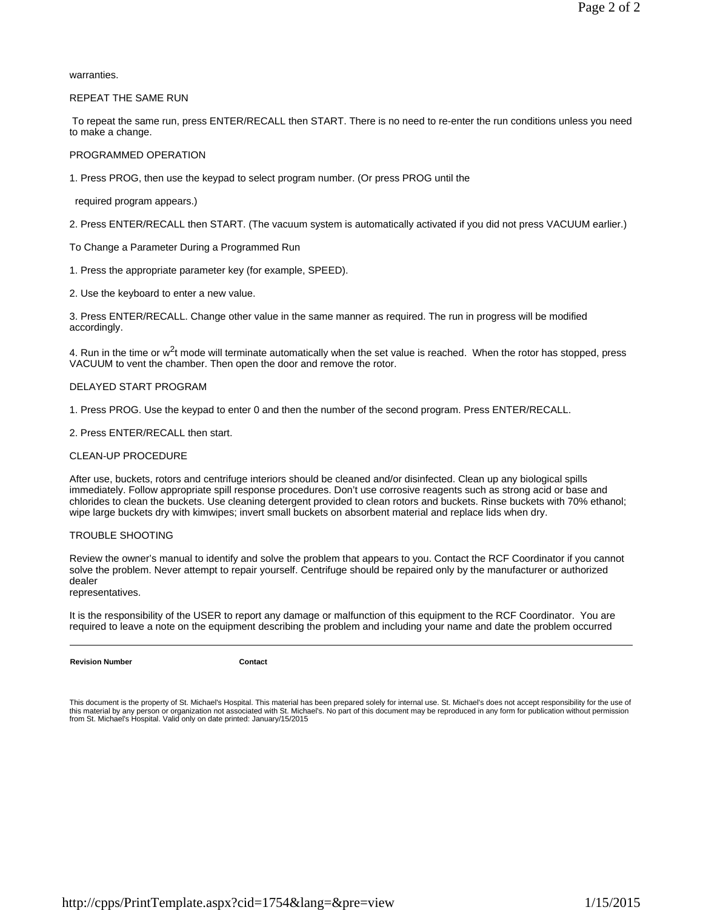warranties.

## REPEAT THE SAME RUN

To repeat the same run, press ENTER/RECALL then START. There is no need to re-enter the run conditions unless you need to make a change.

## PROGRAMMED OPERATION

1. Press PROG, then use the keypad to select program number. (Or press PROG until the

   required program appears.)

2. Press ENTER/RECALL then START. (The vacuum system is automatically activated if you did not press VACUUM earlier.)

### To Change a Parameter During a Programmed Run

1. Press the appropriate parameter key (for example, SPEED).

2. Use the keyboard to enter a new value.

3. Press ENTER/RECALL. Change other value in the same manner as required. The run in progress will be modified accordingly.

4. Run in the time or $w^2t$ mode will terminate automatically when the set value is reached. When the rotor has stopped, press VACUUM to vent the chamber. Then open the door and remove the rotor.

## DELAYED START PROGRAM

1. Press PROG. Use the keypad to enter 0 and then the number of the second program. Press ENTER/RECALL.

2. Press ENTER/RECALL then start.

## CLEAN-UP PROCEDURE

After use, buckets, rotors and centrifuge interiors should be cleaned and/or disinfected. Clean up any biological spills immediately. Follow appropriate spill response procedures. Don't use corrosive reagents such as strong acid or base and chlorides to clean the buckets. Use cleaning detergent provided to clean rotors and buckets. Rinse buckets with 70% ethanol; wipe large buckets dry with kimwipes; invert small buckets on absorbent material and replace lids when dry.

## TROUBLE SHOOTING

Review the owner's manual to identify and solve the problem that appears to you. Contact the RCF Coordinator if you cannot solve the problem. Never attempt to repair yourself. Centrifuge should be repaired only by the manufacturer or authorized dealer
representatives.

It is the responsibility of the USER to report any damage or malfunction of this equipment to the RCF Coordinator. You are required to leave a note on the equipment describing the problem and including your name and date the problem occurred

---

**Revision Number** **Contact**

This document is the property of St. Michael's Hospital. This material has been prepared solely for internal use. St. Michael's does not accept responsibility for the use of this material by any person or organization not associated with St. Michael's. No part of this document may be reproduced in any form for publication without permission from St. Michael's Hospital. Valid only on date printed: January/15/2015